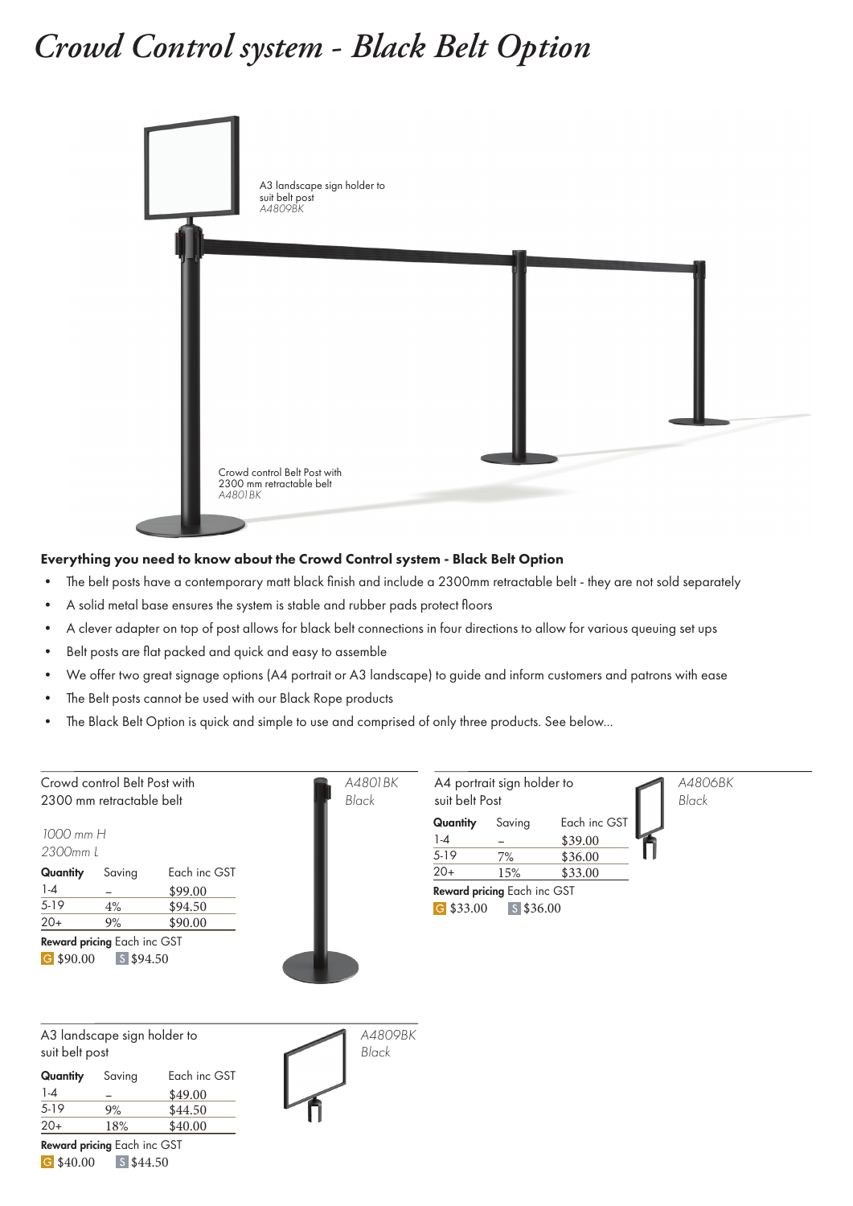# Crowd Control system - Black Belt Option

A3 landscape sign holder to suit belt post
*A4809BK*

Crowd control Belt Post with 2300 mm retractable belt
*A4801BK*

**Everything you need to know about the Crowd Control system - Black Belt Option**

- The belt posts have a contemporary matt black finish and include a 2300mm retractable belt - they are not sold separately
- A solid metal base ensures the system is stable and rubber pads protect floors
- A clever adapter on top of post allows for black belt connections in four directions to allow for various queuing set ups
- Belt posts are flat packed and quick and easy to assemble
- We offer two great signage options (A4 portrait or A3 landscape) to guide and inform customers and patrons with ease
- The Belt posts cannot be used with our Black Rope products
- The Black Belt Option is quick and simple to use and comprised of only three products. See below...

Crowd control Belt Post with 2300 mm retractable belt

*A4801BK*
*Black*

*1000 mm H*
*2300mm L*

| Quantity | Saving | Each inc GST |
|---|---|---|
| 1-4 | – | $99.00 |
| 5-19 | 4% | $94.50 |
| 20+ | 9% | $90.00 |

**Reward pricing** Each inc GST
G $90.00 S $94.50

A4 portrait sign holder to suit belt Post

*A4806BK*
*Black*

| Quantity | Saving | Each inc GST |
|---|---|---|
| 1-4 | – | $39.00 |
| 5-19 | 7% | $36.00 |
| 20+ | 15% | $33.00 |

**Reward pricing** Each inc GST
G $33.00 S $36.00

A3 landscape sign holder to suit belt post

*A4809BK*
*Black*

| Quantity | Saving | Each inc GST |
|---|---|---|
| 1-4 | – | $49.00 |
| 5-19 | 9% | $44.50 |
| 20+ | 18% | $40.00 |

**Reward pricing** Each inc GST
G $40.00 S $44.50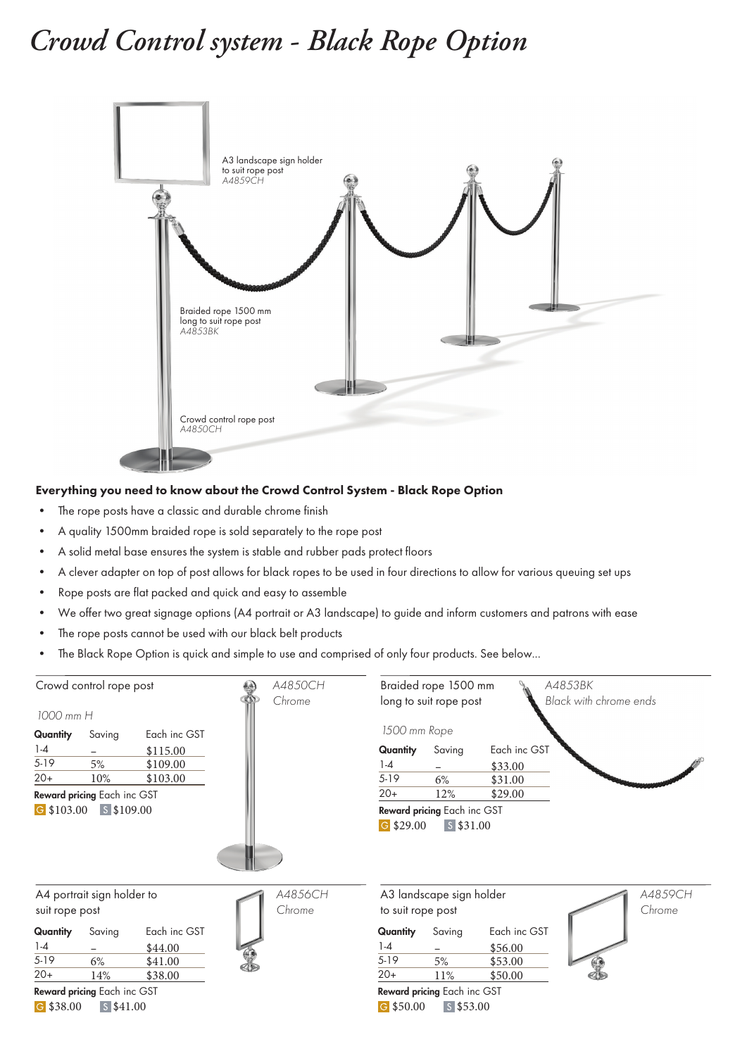# Crowd Control system - Black Rope Option

A3 landscape sign holder to suit rope post
*A4859CH*

Braided rope 1500 mm long to suit rope post
*A4853BK*

Crowd control rope post
*A4850CH*

**Everything you need to know about the Crowd Control System - Black Rope Option**

- The rope posts have a classic and durable chrome finish
- A quality 1500mm braided rope is sold separately to the rope post
- A solid metal base ensures the system is stable and rubber pads protect floors
- A clever adapter on top of post allows for black ropes to be used in four directions to allow for various queuing set ups
- Rope posts are flat packed and quick and easy to assemble
- We offer two great signage options (A4 portrait or A3 landscape) to guide and inform customers and patrons with ease
- The rope posts cannot be used with our black belt products
- The Black Rope Option is quick and simple to use and comprised of only four products. See below...

### Crowd control rope post

*A4850CH*
*Chrome*

*1000 mm H*

| Quantity | Saving | Each inc GST |
|---|---|---|
| 1-4 | – | $115.00 |
| 5-19 | 5% | $109.00 |
| 20+ | 10% | $103.00 |

**Reward pricing** Each inc GST
G $103.00 S $109.00

### Braided rope 1500 mm long to suit rope post

*A4853BK*
*Black with chrome ends*

*1500 mm Rope*

| Quantity | Saving | Each inc GST |
|---|---|---|
| 1-4 | – | $33.00 |
| 5-19 | 6% | $31.00 |
| 20+ | 12% | $29.00 |

**Reward pricing** Each inc GST
G $29.00 S $31.00

### A4 portrait sign holder to suit rope post

*A4856CH*
*Chrome*

| Quantity | Saving | Each inc GST |
|---|---|---|
| 1-4 | – | $44.00 |
| 5-19 | 6% | $41.00 |
| 20+ | 14% | $38.00 |

**Reward pricing** Each inc GST
G $38.00 S $41.00

### A3 landscape sign holder to suit rope post

*A4859CH*
*Chrome*

| Quantity | Saving | Each inc GST |
|---|---|---|
| 1-4 | – | $56.00 |
| 5-19 | 5% | $53.00 |
| 20+ | 11% | $50.00 |

**Reward pricing** Each inc GST
G $50.00 S $53.00